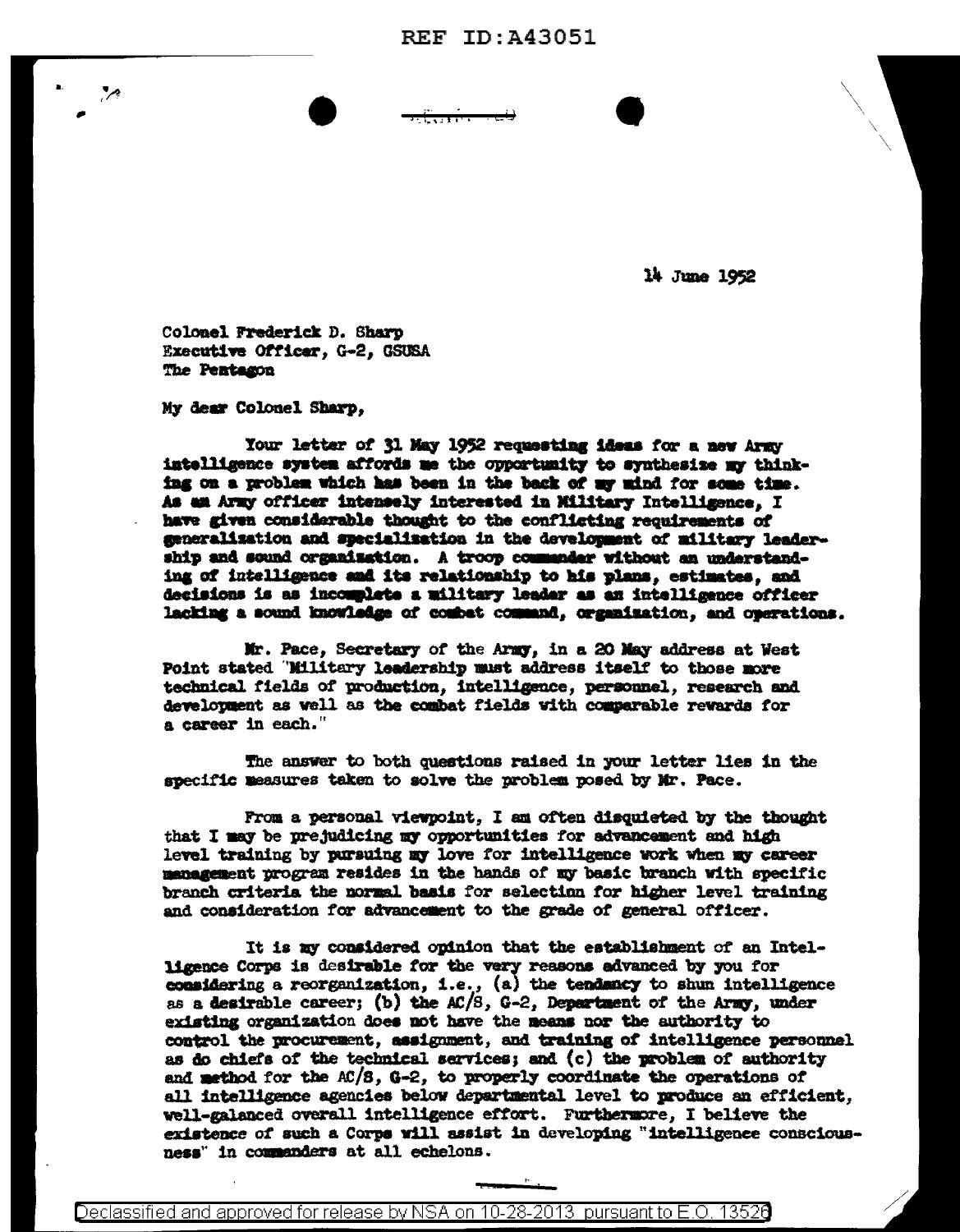14 June 1952

Colonel Frederick D. Sharp
Executive Officer, G-2, GSUSA
The Pentagon

My dear Colonel Sharp,

Your letter of 31 May 1952 requesting ideas for a new Army intelligence system affords me the opportunity to synthesize my thinking on a problem which has been in the back of my mind for some time. As an Army officer intensely interested in Military Intelligence, I have given considerable thought to the conflicting requirements of generalization and specialization in the development of military leadership and sound organization. A troop commander without an understanding of intelligence and its relationship to his plans, estimates, and decisions is as incomplete a military leader as an intelligence officer lacking a sound knowledge of combat command, organization, and operations.

Mr. Pace, Secretary of the Army, in a 20 May address at West Point stated "Military leadership must address itself to those more technical fields of production, intelligence, personnel, research and development as well as the combat fields with comparable rewards for a career in each."

The answer to both questions raised in your letter lies in the specific measures taken to solve the problem posed by Mr. Pace.

From a personal viewpoint, I am often disquieted by the thought that I may be prejudicing my opportunities for advancement and high level training by pursuing my love for intelligence work when my career management program resides in the hands of my basic branch with specific branch criteria the normal basis for selection for higher level training and consideration for advancement to the grade of general officer.

It is my considered opinion that the establishment of an Intelligence Corps is desirable for the very reasons advanced by you for considering a reorganization, i.e., (a) the tendancy to shun intelligence as a desirable career; (b) the AC/S, G-2, Department of the Army, under existing organization does not have the means nor the authority to control the procurement, assignment, and training of intelligence personnel as do chiefs of the technical services; and (c) the problem of authority and method for the AC/S, G-2, to properly coordinate the operations of all intelligence agencies below departmental level to produce an efficient, well-galanced overall intelligence effort. Furthermore, I believe the existence of such a Corps will assist in developing "intelligence consciousness" in commanders at all echelons.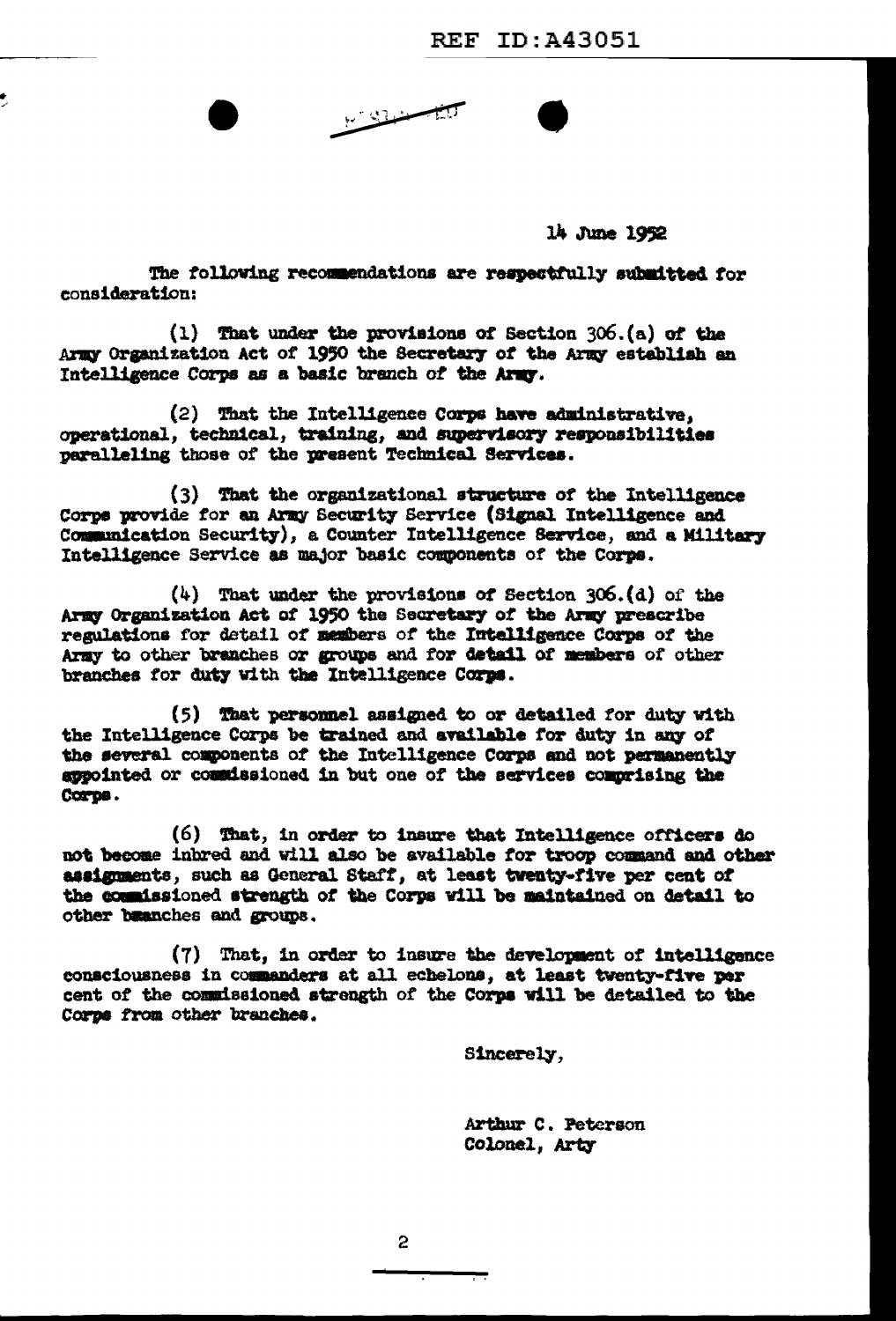14 June 1952

The following recommendations are respectfully submitted for consideration:

(1) That under the provisions of Section 306.(a) of the Army Organization Act of 1950 the Secretary of the Army establish an Intelligence Corps as a basic branch of the Army.

(2) That the Intelligence Corps have administrative, operational, technical, training, and supervisory responsibilities paralleling those of the present Technical Services.

(3) That the organizational structure of the Intelligence Corps provide for an Army Security Service (Signal Intelligence and Communication Security), a Counter Intelligence Service, and a Military Intelligence Service as major basic components of the Corps.

(4) That under the provisions of Section 306.(d) of the Army Organization Act of 1950 the Secretary of the Army prescribe regulations for detail of members of the Intelligence Corps of the Army to other branches or groups and for detail of members of other branches for duty with the Intelligence Corps.

(5) That personnel assigned to or detailed for duty with the Intelligence Corps be trained and available for duty in any of the several components of the Intelligence Corps and not permanently appointed or commissioned in but one of the services comprising the Corps.

(6) That, in order to insure that Intelligence officers do not become inbred and will also be available for troop command and other assignments, such as General Staff, at least twenty-five per cent of the commissioned strength of the Corps will be maintained on detail to other branches and groups.

(7) That, in order to insure the development of intelligence consciousness in commanders at all echelons, at least twenty-five per cent of the commissioned strength of the Corps will be detailed to the Corps from other branches.

Sincerely,

Arthur C. Peterson
Colonel, Arty